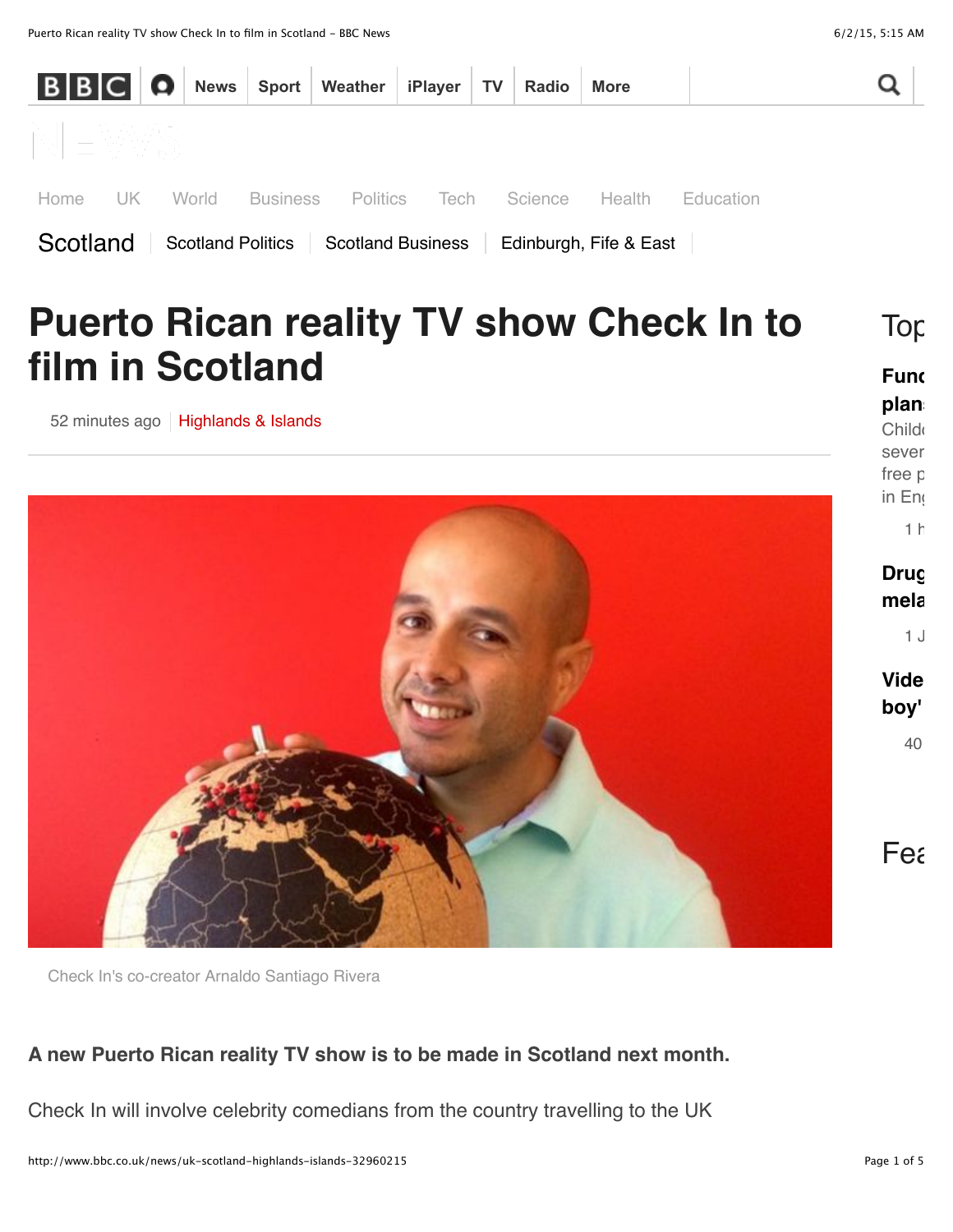# Puerto Rican reality TV show Check In to film in Scotland

52 minutes ago | Highlands & Islands

Check In's co-creator Arnaldo Santiago Rivera

**A new Puerto Rican reality TV show is to be made in Scotland next month.**

Check In will involve celebrity comedians from the country travelling to the UK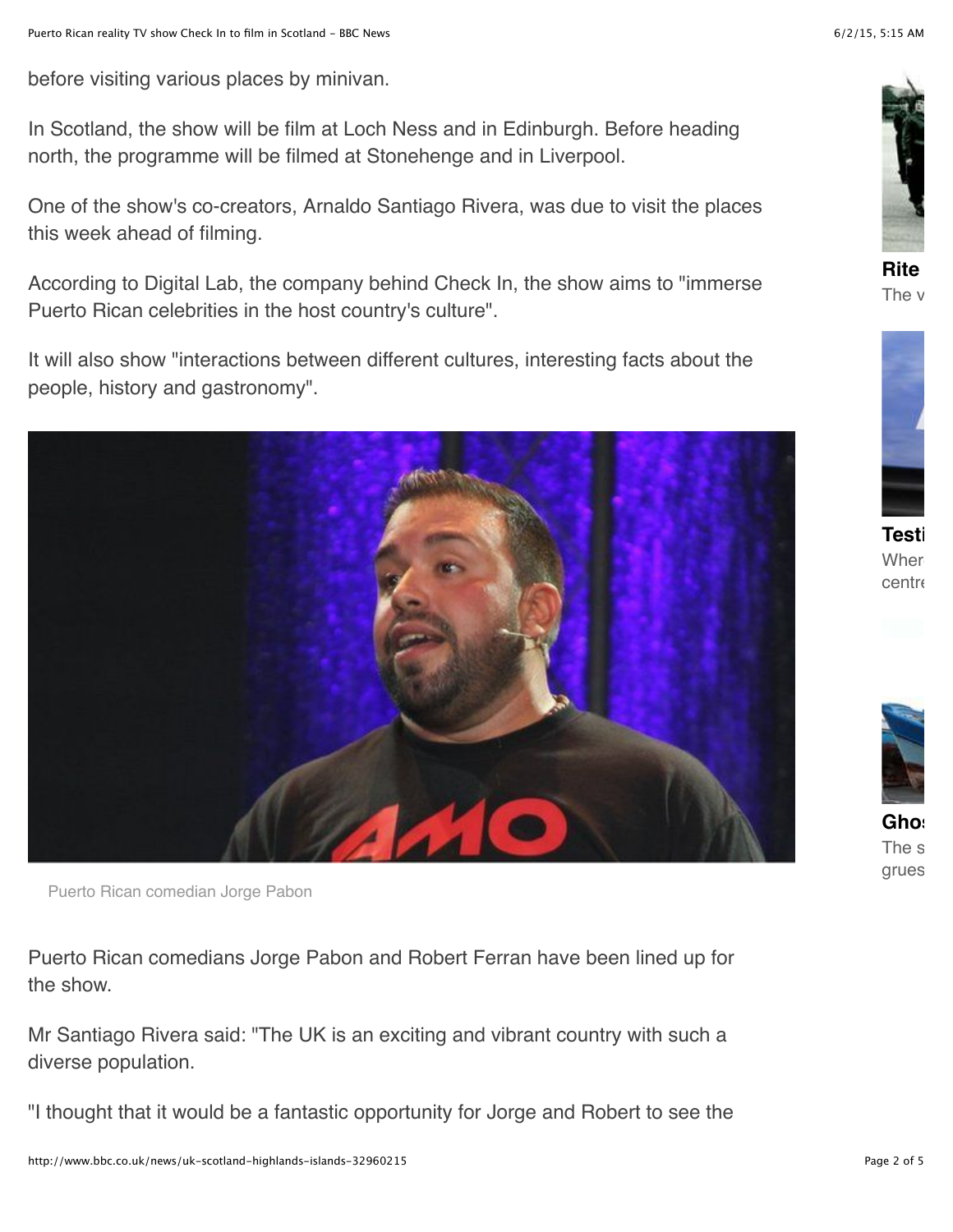before visiting various places by minivan.

In Scotland, the show will be film at Loch Ness and in Edinburgh. Before heading north, the programme will be filmed at Stonehenge and in Liverpool.

One of the show's co-creators, Arnaldo Santiago Rivera, was due to visit the places this week ahead of filming.

According to Digital Lab, the company behind Check In, the show aims to "immerse Puerto Rican celebrities in the host country's culture".

It will also show "interactions between different cultures, interesting facts about the people, history and gastronomy".

Puerto Rican comedian Jorge Pabon

Puerto Rican comedians Jorge Pabon and Robert Ferran have been lined up for the show.

Mr Santiago Rivera said: "The UK is an exciting and vibrant country with such a diverse population.

"I thought that it would be a fantastic opportunity for Jorge and Robert to see the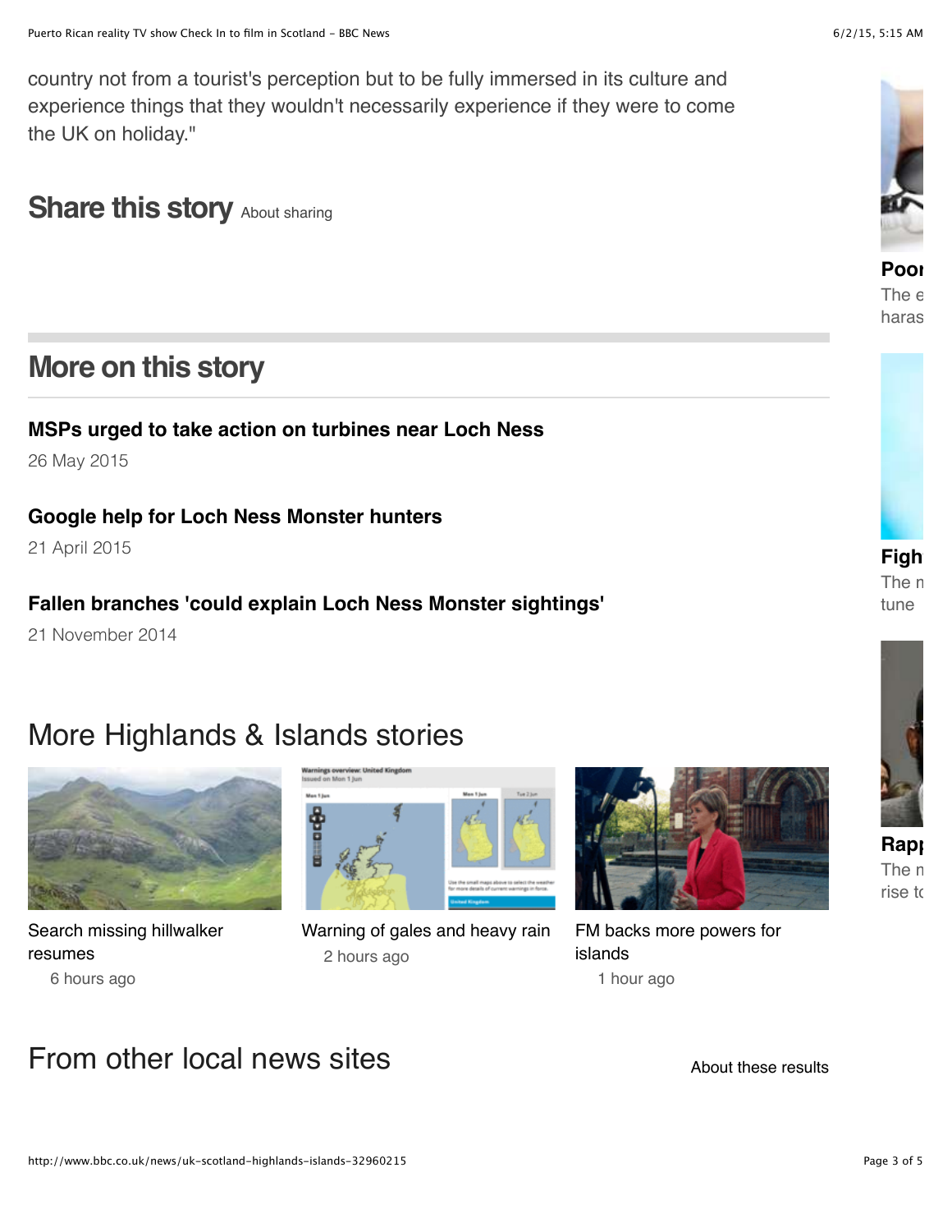country not from a tourist's perception but to be fully immersed in its culture and experience things that they wouldn't necessarily experience if they were to come the UK on holiday."

## Share this story

About sharing

## More on this story

**MSPs urged to take action on turbines near Loch Ness**

26 May 2015

**Google help for Loch Ness Monster hunters**

21 April 2015

**Fallen branches 'could explain Loch Ness Monster sightings'**

21 November 2014

## More Highlands & Islands stories

Search missing hillwalker resumes

6 hours ago

Warning of gales and heavy rain

2 hours ago

FM backs more powers for islands

1 hour ago

## From other local news sites

About these results

**Poor**

The e

haras

**Figh**

The n

tune

**Rapp**

The n

rise to